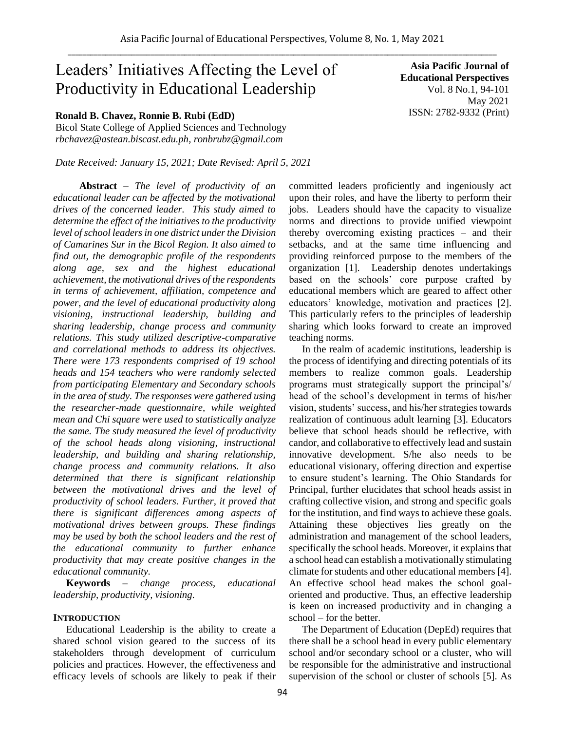# Leaders' Initiatives Affecting the Level of Productivity in Educational Leadership

**Asia Pacific Journal of Educational Perspectives**
Vol. 8 No.1, 94-101
May 2021
ISSN: 2782-9332 (Print)

**Ronald B. Chavez, Ronnie B. Rubi (EdD)**
Bicol State College of Applied Sciences and Technology
*rbchavez@astean.biscast.edu.ph, ronbrubz@gmail.com*

*Date Received: January 15, 2021; Date Revised: April 5, 2021*

**Abstract –** *The level of productivity of an educational leader can be affected by the motivational drives of the concerned leader. This study aimed to determine the effect of the initiatives to the productivity level of school leaders in one district under the Division of Camarines Sur in the Bicol Region. It also aimed to find out, the demographic profile of the respondents along age, sex and the highest educational achievement, the motivational drives of the respondents in terms of achievement, affiliation, competence and power, and the level of educational productivity along visioning, instructional leadership, building and sharing leadership, change process and community relations. This study utilized descriptive-comparative and correlational methods to address its objectives. There were 173 respondents comprised of 19 school heads and 154 teachers who were randomly selected from participating Elementary and Secondary schools in the area of study. The responses were gathered using the researcher-made questionnaire, while weighted mean and Chi square were used to statistically analyze the same. The study measured the level of productivity of the school heads along visioning, instructional leadership, and building and sharing relationship, change process and community relations. It also determined that there is significant relationship between the motivational drives and the level of productivity of school leaders. Further, it proved that there is significant differences among aspects of motivational drives between groups. These findings may be used by both the school leaders and the rest of the educational community to further enhance productivity that may create positive changes in the educational community.*

**Keywords –** *change process, educational leadership, productivity, visioning.*

## INTRODUCTION

Educational Leadership is the ability to create a shared school vision geared to the success of its stakeholders through development of curriculum policies and practices. However, the effectiveness and efficacy levels of schools are likely to peak if their committed leaders proficiently and ingeniously act upon their roles, and have the liberty to perform their jobs. Leaders should have the capacity to visualize norms and directions to provide unified viewpoint thereby overcoming existing practices – and their setbacks, and at the same time influencing and providing reinforced purpose to the members of the organization [1]. Leadership denotes undertakings based on the schools' core purpose crafted by educational members which are geared to affect other educators' knowledge, motivation and practices [2]. This particularly refers to the principles of leadership sharing which looks forward to create an improved teaching norms.

In the realm of academic institutions, leadership is the process of identifying and directing potentials of its members to realize common goals. Leadership programs must strategically support the principal's/ head of the school's development in terms of his/her vision, students' success, and his/her strategies towards realization of continuous adult learning [3]. Educators believe that school heads should be reflective, with candor, and collaborative to effectively lead and sustain innovative development. S/he also needs to be educational visionary, offering direction and expertise to ensure student's learning. The Ohio Standards for Principal, further elucidates that school heads assist in crafting collective vision, and strong and specific goals for the institution, and find ways to achieve these goals. Attaining these objectives lies greatly on the administration and management of the school leaders, specifically the school heads. Moreover, it explains that a school head can establish a motivationally stimulating climate for students and other educational members [4]. An effective school head makes the school goal-oriented and productive. Thus, an effective leadership is keen on increased productivity and in changing a school – for the better.

The Department of Education (DepEd) requires that there shall be a school head in every public elementary school and/or secondary school or a cluster, who will be responsible for the administrative and instructional supervision of the school or cluster of schools [5]. As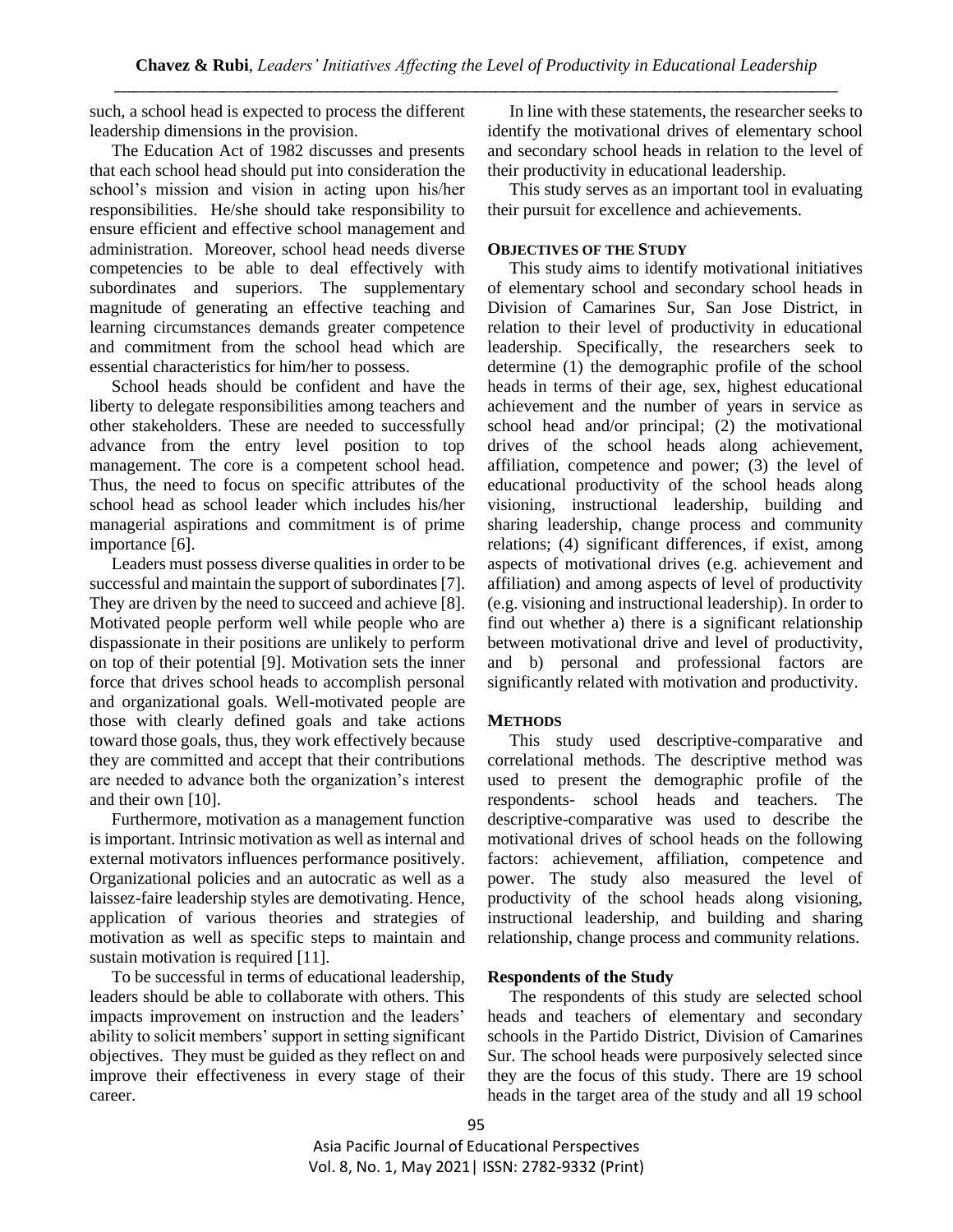such, a school head is expected to process the different leadership dimensions in the provision.

The Education Act of 1982 discusses and presents that each school head should put into consideration the school's mission and vision in acting upon his/her responsibilities. He/she should take responsibility to ensure efficient and effective school management and administration. Moreover, school head needs diverse competencies to be able to deal effectively with subordinates and superiors. The supplementary magnitude of generating an effective teaching and learning circumstances demands greater competence and commitment from the school head which are essential characteristics for him/her to possess.

School heads should be confident and have the liberty to delegate responsibilities among teachers and other stakeholders. These are needed to successfully advance from the entry level position to top management. The core is a competent school head. Thus, the need to focus on specific attributes of the school head as school leader which includes his/her managerial aspirations and commitment is of prime importance [6].

Leaders must possess diverse qualities in order to be successful and maintain the support of subordinates [7]. They are driven by the need to succeed and achieve [8]. Motivated people perform well while people who are dispassionate in their positions are unlikely to perform on top of their potential [9]. Motivation sets the inner force that drives school heads to accomplish personal and organizational goals. Well-motivated people are those with clearly defined goals and take actions toward those goals, thus, they work effectively because they are committed and accept that their contributions are needed to advance both the organization's interest and their own [10].

Furthermore, motivation as a management function is important. Intrinsic motivation as well as internal and external motivators influences performance positively. Organizational policies and an autocratic as well as a laissez-faire leadership styles are demotivating. Hence, application of various theories and strategies of motivation as well as specific steps to maintain and sustain motivation is required [11].

To be successful in terms of educational leadership, leaders should be able to collaborate with others. This impacts improvement on instruction and the leaders' ability to solicit members' support in setting significant objectives. They must be guided as they reflect on and improve their effectiveness in every stage of their career.

In line with these statements, the researcher seeks to identify the motivational drives of elementary school and secondary school heads in relation to the level of their productivity in educational leadership.

This study serves as an important tool in evaluating their pursuit for excellence and achievements.

## OBJECTIVES OF THE STUDY

This study aims to identify motivational initiatives of elementary school and secondary school heads in Division of Camarines Sur, San Jose District, in relation to their level of productivity in educational leadership. Specifically, the researchers seek to determine (1) the demographic profile of the school heads in terms of their age, sex, highest educational achievement and the number of years in service as school head and/or principal; (2) the motivational drives of the school heads along achievement, affiliation, competence and power; (3) the level of educational productivity of the school heads along visioning, instructional leadership, building and sharing leadership, change process and community relations; (4) significant differences, if exist, among aspects of motivational drives (e.g. achievement and affiliation) and among aspects of level of productivity (e.g. visioning and instructional leadership). In order to find out whether a) there is a significant relationship between motivational drive and level of productivity, and b) personal and professional factors are significantly related with motivation and productivity.

## METHODS

This study used descriptive-comparative and correlational methods. The descriptive method was used to present the demographic profile of the respondents- school heads and teachers. The descriptive-comparative was used to describe the motivational drives of school heads on the following factors: achievement, affiliation, competence and power. The study also measured the level of productivity of the school heads along visioning, instructional leadership, and building and sharing relationship, change process and community relations.

### Respondents of the Study

The respondents of this study are selected school heads and teachers of elementary and secondary schools in the Partido District, Division of Camarines Sur. The school heads were purposively selected since they are the focus of this study. There are 19 school heads in the target area of the study and all 19 school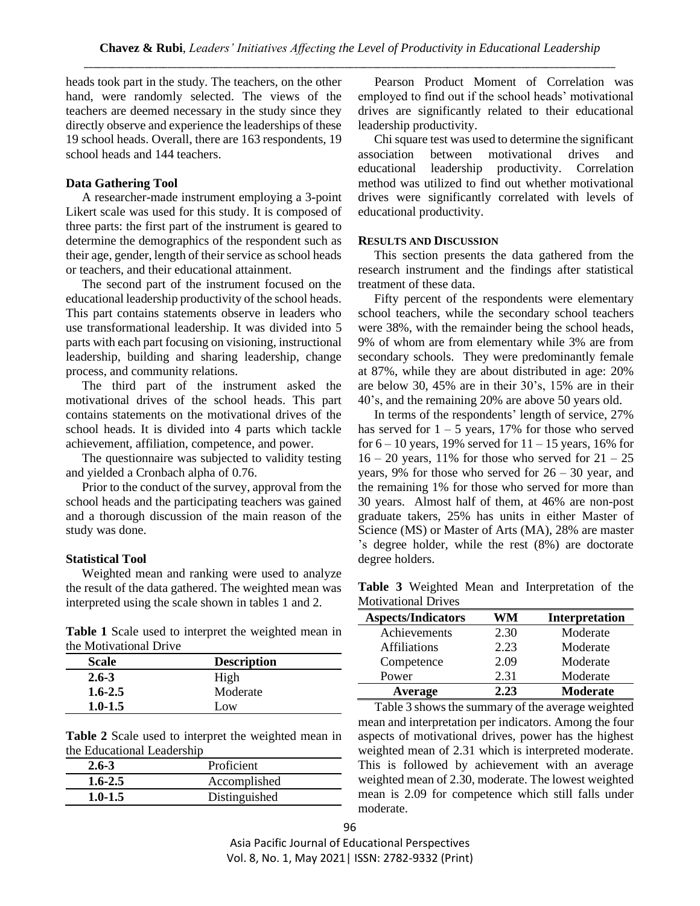heads took part in the study. The teachers, on the other hand, were randomly selected. The views of the teachers are deemed necessary in the study since they directly observe and experience the leaderships of these 19 school heads. Overall, there are 163 respondents, 19 school heads and 144 teachers.

### Data Gathering Tool

A researcher-made instrument employing a 3-point Likert scale was used for this study. It is composed of three parts: the first part of the instrument is geared to determine the demographics of the respondent such as their age, gender, length of their service as school heads or teachers, and their educational attainment.

The second part of the instrument focused on the educational leadership productivity of the school heads. This part contains statements observe in leaders who use transformational leadership. It was divided into 5 parts with each part focusing on visioning, instructional leadership, building and sharing leadership, change process, and community relations.

The third part of the instrument asked the motivational drives of the school heads. This part contains statements on the motivational drives of the school heads. It is divided into 4 parts which tackle achievement, affiliation, competence, and power.

The questionnaire was subjected to validity testing and yielded a Cronbach alpha of 0.76.

Prior to the conduct of the survey, approval from the school heads and the participating teachers was gained and a thorough discussion of the main reason of the study was done.

### Statistical Tool

Weighted mean and ranking were used to analyze the result of the data gathered. The weighted mean was interpreted using the scale shown in tables 1 and 2.

**Table 1** Scale used to interpret the weighted mean in the Motivational Drive

| Scale | Description |
|---|---|
| **2.6-3** | High |
| **1.6-2.5** | Moderate |
| **1.0-1.5** | Low |

**Table 2** Scale used to interpret the weighted mean in the Educational Leadership

| | |
|---|---|
| **2.6-3** | Proficient |
| **1.6-2.5** | Accomplished |
| **1.0-1.5** | Distinguished |

Pearson Product Moment of Correlation was employed to find out if the school heads' motivational drives are significantly related to their educational leadership productivity.

Chi square test was used to determine the significant association between motivational drives and educational leadership productivity. Correlation method was utilized to find out whether motivational drives were significantly correlated with levels of educational productivity.

## RESULTS AND DISCUSSION

This section presents the data gathered from the research instrument and the findings after statistical treatment of these data.

Fifty percent of the respondents were elementary school teachers, while the secondary school teachers were 38%, with the remainder being the school heads, 9% of whom are from elementary while 3% are from secondary schools. They were predominantly female at 87%, while they are about distributed in age: 20% are below 30, 45% are in their 30's, 15% are in their 40's, and the remaining 20% are above 50 years old.

In terms of the respondents' length of service, 27% has served for 1 – 5 years, 17% for those who served for 6 – 10 years, 19% served for 11 – 15 years, 16% for 16 – 20 years, 11% for those who served for 21 – 25 years, 9% for those who served for 26 – 30 year, and the remaining 1% for those who served for more than 30 years. Almost half of them, at 46% are non-post graduate takers, 25% has units in either Master of Science (MS) or Master of Arts (MA), 28% are master 's degree holder, while the rest (8%) are doctorate degree holders.

**Table 3** Weighted Mean and Interpretation of the Motivational Drives

| Aspects/Indicators | WM | Interpretation |
|---|---|---|
| Achievements | 2.30 | Moderate |
| Affiliations | 2.23 | Moderate |
| Competence | 2.09 | Moderate |
| Power | 2.31 | Moderate |
| **Average** | **2.23** | **Moderate** |

Table 3 shows the summary of the average weighted mean and interpretation per indicators. Among the four aspects of motivational drives, power has the highest weighted mean of 2.31 which is interpreted moderate. This is followed by achievement with an average weighted mean of 2.30, moderate. The lowest weighted mean is 2.09 for competence which still falls under moderate.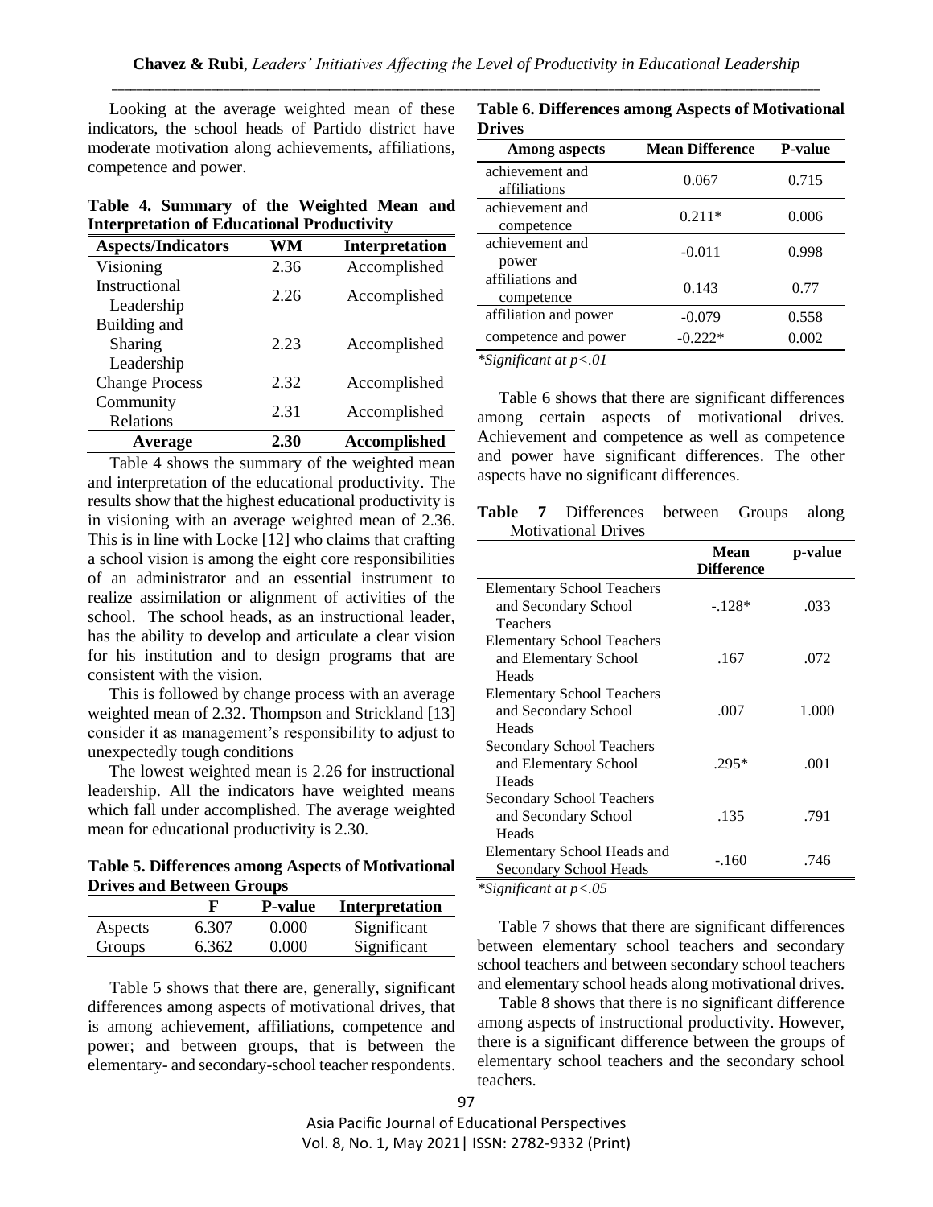Looking at the average weighted mean of these indicators, the school heads of Partido district have moderate motivation along achievements, affiliations, competence and power.

**Table 4. Summary of the Weighted Mean and Interpretation of Educational Productivity**

| Aspects/Indicators | WM | Interpretation |
|---|---|---|
| Visioning | 2.36 | Accomplished |
| Instructional Leadership | 2.26 | Accomplished |
| Building and Sharing Leadership | 2.23 | Accomplished |
| Change Process | 2.32 | Accomplished |
| Community Relations | 2.31 | Accomplished |
| **Average** | **2.30** | **Accomplished** |

Table 4 shows the summary of the weighted mean and interpretation of the educational productivity. The results show that the highest educational productivity is in visioning with an average weighted mean of 2.36. This is in line with Locke [12] who claims that crafting a school vision is among the eight core responsibilities of an administrator and an essential instrument to realize assimilation or alignment of activities of the school. The school heads, as an instructional leader, has the ability to develop and articulate a clear vision for his institution and to design programs that are consistent with the vision.

This is followed by change process with an average weighted mean of 2.32. Thompson and Strickland [13] consider it as management's responsibility to adjust to unexpectedly tough conditions

The lowest weighted mean is 2.26 for instructional leadership. All the indicators have weighted means which fall under accomplished. The average weighted mean for educational productivity is 2.30.

**Table 5. Differences among Aspects of Motivational Drives and Between Groups**

| | F | P-value | Interpretation |
|---|---|---|---|
| Aspects | 6.307 | 0.000 | Significant |
| Groups | 6.362 | 0.000 | Significant |

Table 5 shows that there are, generally, significant differences among aspects of motivational drives, that is among achievement, affiliations, competence and power; and between groups, that is between the elementary- and secondary-school teacher respondents.

**Table 6. Differences among Aspects of Motivational Drives**

| Among aspects | Mean Difference | P-value |
|---|---|---|
| achievement and affiliations | 0.067 | 0.715 |
| achievement and competence | 0.211* | 0.006 |
| achievement and power | -0.011 | 0.998 |
| affiliations and competence | 0.143 | 0.77 |
| affiliation and power | -0.079 | 0.558 |
| competence and power | -0.222* | 0.002 |

*\*Significant at p<.01*

Table 6 shows that there are significant differences among certain aspects of motivational drives. Achievement and competence as well as competence and power have significant differences. The other aspects have no significant differences.

**Table 7** Differences between Groups along Motivational Drives

| | Mean Difference | p-value |
|---|---|---|
| Elementary School Teachers and Secondary School Teachers | -.128* | .033 |
| Elementary School Teachers and Elementary School Heads | .167 | .072 |
| Elementary School Teachers and Secondary School Heads | .007 | 1.000 |
| Secondary School Teachers and Elementary School Heads | .295* | .001 |
| Secondary School Teachers and Secondary School Heads | .135 | .791 |
| Elementary School Heads and Secondary School Heads | -.160 | .746 |

*\*Significant at p<.05*

Table 7 shows that there are significant differences between elementary school teachers and secondary school teachers and between secondary school teachers and elementary school heads along motivational drives.

Table 8 shows that there is no significant difference among aspects of instructional productivity. However, there is a significant difference between the groups of elementary school teachers and the secondary school teachers.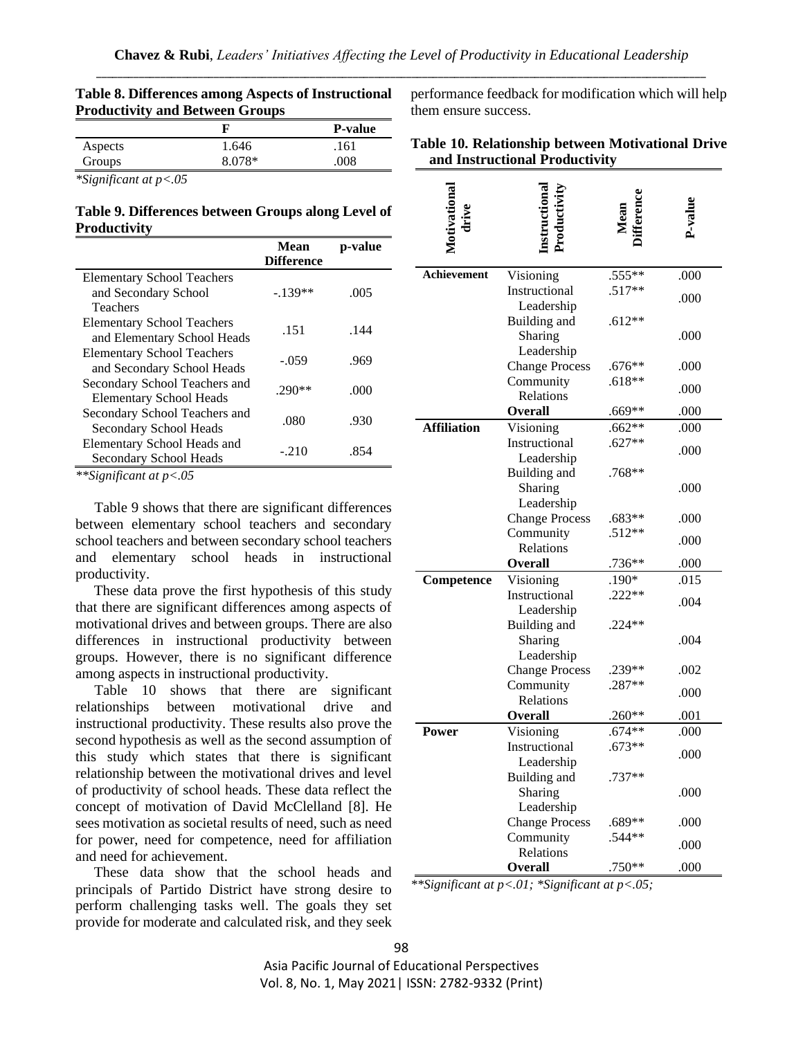**Table 8. Differences among Aspects of Instructional Productivity and Between Groups**

| | F | P-value |
|---|---|---|
| Aspects | 1.646 | .161 |
| Groups | 8.078* | .008 |

*\*Significant at p<.05*

**Table 9. Differences between Groups along Level of Productivity**

| | Mean Difference | p-value |
|---|---|---|
| Elementary School Teachers and Secondary School Teachers | -.139** | .005 |
| Elementary School Teachers and Elementary School Heads | .151 | .144 |
| Elementary School Teachers and Secondary School Heads | -.059 | .969 |
| Secondary School Teachers and Elementary School Heads | .290** | .000 |
| Secondary School Teachers and Secondary School Heads | .080 | .930 |
| Elementary School Heads and Secondary School Heads | -.210 | .854 |

*\*\*Significant at p<.05*

Table 9 shows that there are significant differences between elementary school teachers and secondary school teachers and between secondary school teachers and elementary school heads in instructional productivity.

These data prove the first hypothesis of this study that there are significant differences among aspects of motivational drives and between groups. There are also differences in instructional productivity between groups. However, there is no significant difference among aspects in instructional productivity.

Table 10 shows that there are significant relationships between motivational drive and instructional productivity. These results also prove the second hypothesis as well as the second assumption of this study which states that there is significant relationship between the motivational drives and level of productivity of school heads. These data reflect the concept of motivation of David McClelland [8]. He sees motivation as societal results of need, such as need for power, need for competence, need for affiliation and need for achievement.

These data show that the school heads and principals of Partido District have strong desire to perform challenging tasks well. The goals they set provide for moderate and calculated risk, and they seek performance feedback for modification which will help them ensure success.

**Table 10. Relationship between Motivational Drive and Instructional Productivity**

| Motivational drive | Instructional Productivity | Mean Difference | P-value |
|---|---|---|---|
| **Achievement** | Visioning | .555** | .000 |
| | Instructional Leadership | .517** | .000 |
| | Building and Sharing Leadership | .612** | .000 |
| | Change Process | .676** | .000 |
| | Community Relations | .618** | .000 |
| | **Overall** | .669** | .000 |
| **Affiliation** | Visioning | .662** | .000 |
| | Instructional Leadership | .627** | .000 |
| | Building and Sharing Leadership | .768** | .000 |
| | Change Process | .683** | .000 |
| | Community Relations | .512** | .000 |
| | **Overall** | .736** | .000 |
| **Competence** | Visioning | .190* | .015 |
| | Instructional Leadership | .222** | .004 |
| | Building and Sharing Leadership | .224** | .004 |
| | Change Process | .239** | .002 |
| | Community Relations | .287** | .000 |
| | **Overall** | .260** | .001 |
| **Power** | Visioning | .674** | .000 |
| | Instructional Leadership | .673** | .000 |
| | Building and Sharing Leadership | .737** | .000 |
| | Change Process | .689** | .000 |
| | Community Relations | .544** | .000 |
| | **Overall** | .750** | .000 |

*\*\*Significant at p<.01; \*Significant at p<.05;*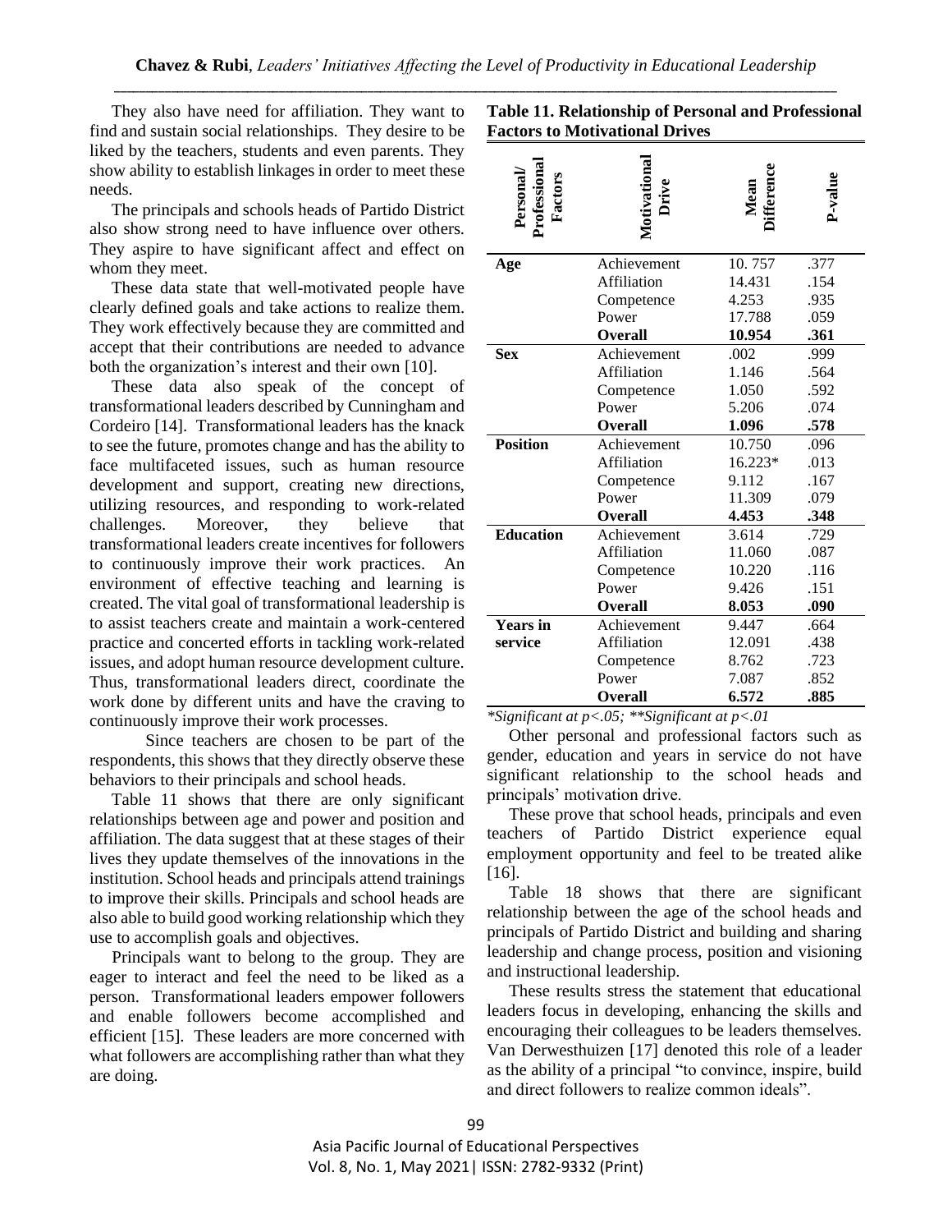They also have need for affiliation. They want to find and sustain social relationships. They desire to be liked by the teachers, students and even parents. They show ability to establish linkages in order to meet these needs.

The principals and schools heads of Partido District also show strong need to have influence over others. They aspire to have significant affect and effect on whom they meet.

These data state that well-motivated people have clearly defined goals and take actions to realize them. They work effectively because they are committed and accept that their contributions are needed to advance both the organization's interest and their own [10].

These data also speak of the concept of transformational leaders described by Cunningham and Cordeiro [14]. Transformational leaders has the knack to see the future, promotes change and has the ability to face multifaceted issues, such as human resource development and support, creating new directions, utilizing resources, and responding to work-related challenges. Moreover, they believe that transformational leaders create incentives for followers to continuously improve their work practices. An environment of effective teaching and learning is created. The vital goal of transformational leadership is to assist teachers create and maintain a work-centered practice and concerted efforts in tackling work-related issues, and adopt human resource development culture. Thus, transformational leaders direct, coordinate the work done by different units and have the craving to continuously improve their work processes.

Since teachers are chosen to be part of the respondents, this shows that they directly observe these behaviors to their principals and school heads.

Table 11 shows that there are only significant relationships between age and power and position and affiliation. The data suggest that at these stages of their lives they update themselves of the innovations in the institution. School heads and principals attend trainings to improve their skills. Principals and school heads are also able to build good working relationship which they use to accomplish goals and objectives.

Principals want to belong to the group. They are eager to interact and feel the need to be liked as a person. Transformational leaders empower followers and enable followers become accomplished and efficient [15]. These leaders are more concerned with what followers are accomplishing rather than what they are doing.

**Table 11. Relationship of Personal and Professional Factors to Motivational Drives**

| Personal/ Professional Factors | Motivational Drive | Mean Difference | P-value |
|---|---|---|---|
| **Age** | Achievement | 10. 757 | .377 |
| | Affiliation | 14.431 | .154 |
| | Competence | 4.253 | .935 |
| | Power | 17.788 | .059 |
| | **Overall** | **10.954** | **.361** |
| **Sex** | Achievement | .002 | .999 |
| | Affiliation | 1.146 | .564 |
| | Competence | 1.050 | .592 |
| | Power | 5.206 | .074 |
| | **Overall** | **1.096** | **.578** |
| **Position** | Achievement | 10.750 | .096 |
| | Affiliation | 16.223* | .013 |
| | Competence | 9.112 | .167 |
| | Power | 11.309 | .079 |
| | **Overall** | **4.453** | **.348** |
| **Education** | Achievement | 3.614 | .729 |
| | Affiliation | 11.060 | .087 |
| | Competence | 10.220 | .116 |
| | Power | 9.426 | .151 |
| | **Overall** | **8.053** | **.090** |
| **Years in service** | Achievement | 9.447 | .664 |
| | Affiliation | 12.091 | .438 |
| | Competence | 8.762 | .723 |
| | Power | 7.087 | .852 |
| | **Overall** | **6.572** | **.885** |

*\*Significant at p<.05; \*\*Significant at p<.01*

Other personal and professional factors such as gender, education and years in service do not have significant relationship to the school heads and principals' motivation drive.

These prove that school heads, principals and even teachers of Partido District experience equal employment opportunity and feel to be treated alike [16].

Table 18 shows that there are significant relationship between the age of the school heads and principals of Partido District and building and sharing leadership and change process, position and visioning and instructional leadership.

These results stress the statement that educational leaders focus in developing, enhancing the skills and encouraging their colleagues to be leaders themselves. Van Derwesthuizen [17] denoted this role of a leader as the ability of a principal "to convince, inspire, build and direct followers to realize common ideals".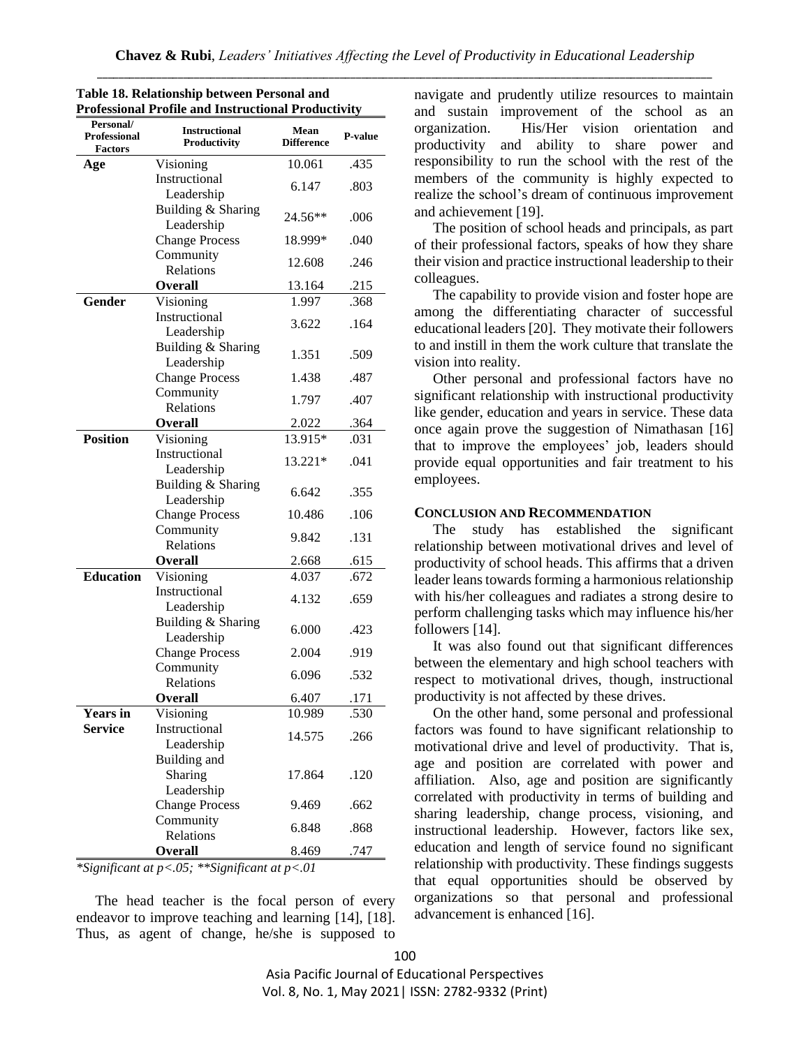**Table 18. Relationship between Personal and Professional Profile and Instructional Productivity**

| Personal/ Professional Factors | Instructional Productivity | Mean Difference | P-value |
|---|---|---|---|
| **Age** | Visioning | 10.061 | .435 |
| | Instructional Leadership | 6.147 | .803 |
| | Building & Sharing Leadership | 24.56** | .006 |
| | Change Process | 18.999* | .040 |
| | Community Relations | 12.608 | .246 |
| | **Overall** | 13.164 | .215 |
| **Gender** | Visioning | 1.997 | .368 |
| | Instructional Leadership | 3.622 | .164 |
| | Building & Sharing Leadership | 1.351 | .509 |
| | Change Process | 1.438 | .487 |
| | Community Relations | 1.797 | .407 |
| | **Overall** | 2.022 | .364 |
| **Position** | Visioning | 13.915* | .031 |
| | Instructional Leadership | 13.221* | .041 |
| | Building & Sharing Leadership | 6.642 | .355 |
| | Change Process | 10.486 | .106 |
| | Community Relations | 9.842 | .131 |
| | **Overall** | 2.668 | .615 |
| **Education** | Visioning | 4.037 | .672 |
| | Instructional Leadership | 4.132 | .659 |
| | Building & Sharing Leadership | 6.000 | .423 |
| | Change Process | 2.004 | .919 |
| | Community Relations | 6.096 | .532 |
| | **Overall** | 6.407 | .171 |
| **Years in Service** | Visioning | 10.989 | .530 |
| | Instructional Leadership | 14.575 | .266 |
| | Building and Sharing Leadership | 17.864 | .120 |
| | Change Process | 9.469 | .662 |
| | Community Relations | 6.848 | .868 |
| | **Overall** | 8.469 | .747 |

*\*Significant at p<.05; \*\*Significant at p<.01*

The head teacher is the focal person of every endeavor to improve teaching and learning [14], [18]. Thus, as agent of change, he/she is supposed to navigate and prudently utilize resources to maintain and sustain improvement of the school as an organization. His/Her vision orientation and productivity and ability to share power and responsibility to run the school with the rest of the members of the community is highly expected to realize the school's dream of continuous improvement and achievement [19].

The position of school heads and principals, as part of their professional factors, speaks of how they share their vision and practice instructional leadership to their colleagues.

The capability to provide vision and foster hope are among the differentiating character of successful educational leaders [20]. They motivate their followers to and instill in them the work culture that translate the vision into reality.

Other personal and professional factors have no significant relationship with instructional productivity like gender, education and years in service. These data once again prove the suggestion of Nimathasan [16] that to improve the employees' job, leaders should provide equal opportunities and fair treatment to his employees.

## CONCLUSION AND RECOMMENDATION

The study has established the significant relationship between motivational drives and level of productivity of school heads. This affirms that a driven leader leans towards forming a harmonious relationship with his/her colleagues and radiates a strong desire to perform challenging tasks which may influence his/her followers [14].

It was also found out that significant differences between the elementary and high school teachers with respect to motivational drives, though, instructional productivity is not affected by these drives.

On the other hand, some personal and professional factors was found to have significant relationship to motivational drive and level of productivity. That is, age and position are correlated with power and affiliation. Also, age and position are significantly correlated with productivity in terms of building and sharing leadership, change process, visioning, and instructional leadership. However, factors like sex, education and length of service found no significant relationship with productivity. These findings suggests that equal opportunities should be observed by organizations so that personal and professional advancement is enhanced [16].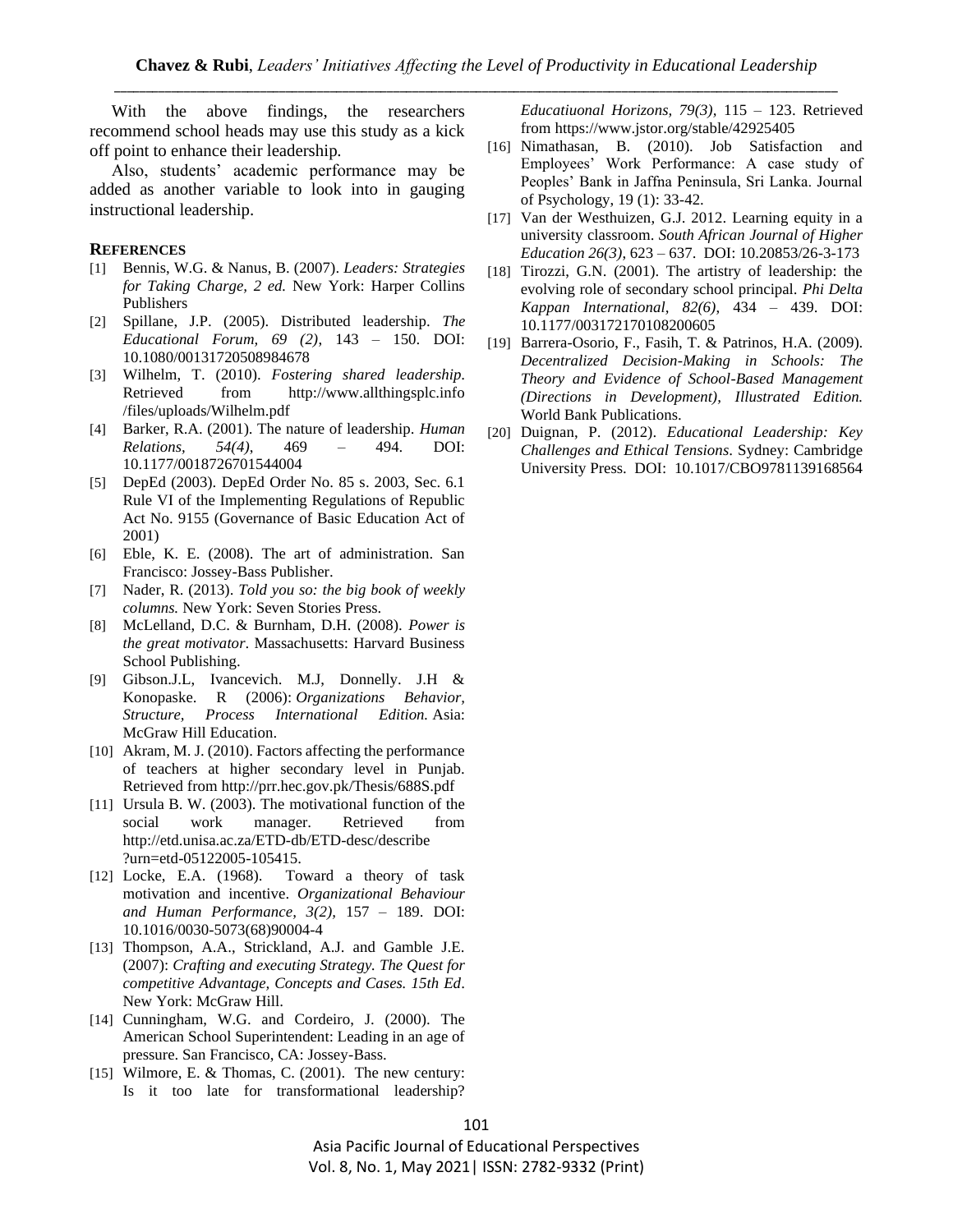With the above findings, the researchers recommend school heads may use this study as a kick off point to enhance their leadership.

Also, students' academic performance may be added as another variable to look into in gauging instructional leadership.

## REFERENCES

[1] Bennis, W.G. & Nanus, B. (2007). *Leaders: Strategies for Taking Charge, 2 ed.* New York: Harper Collins Publishers

[2] Spillane, J.P. (2005). Distributed leadership. *The Educational Forum, 69 (2)*, 143 – 150. DOI: 10.1080/00131720508984678

[3] Wilhelm, T. (2010). *Fostering shared leadership*. Retrieved from http://www.allthingsplc.info /files/uploads/Wilhelm.pdf

[4] Barker, R.A. (2001). The nature of leadership. *Human Relations, 54(4)*, 469 – 494. DOI: 10.1177/0018726701544004

[5] DepEd (2003). DepEd Order No. 85 s. 2003, Sec. 6.1 Rule VI of the Implementing Regulations of Republic Act No. 9155 (Governance of Basic Education Act of 2001)

[6] Eble, K. E. (2008). The art of administration. San Francisco: Jossey-Bass Publisher.

[7] Nader, R. (2013). *Told you so: the big book of weekly columns.* New York: Seven Stories Press.

[8] McLelland, D.C. & Burnham, D.H. (2008). *Power is the great motivator*. Massachusetts: Harvard Business School Publishing.

[9] Gibson.J.L, Ivancevich. M.J, Donnelly. J.H & Konopaske. R (2006): *Organizations Behavior, Structure, Process International Edition.* Asia: McGraw Hill Education.

[10] Akram, M. J. (2010). Factors affecting the performance of teachers at higher secondary level in Punjab. Retrieved from http://prr.hec.gov.pk/Thesis/688S.pdf

[11] Ursula B. W. (2003). The motivational function of the social work manager. Retrieved from http://etd.unisa.ac.za/ETD-db/ETD-desc/describe ?urn=etd-05122005-105415.

[12] Locke, E.A. (1968). Toward a theory of task motivation and incentive. *Organizational Behaviour and Human Performance, 3(2)*, 157 – 189. DOI: 10.1016/0030-5073(68)90004-4

[13] Thompson, A.A., Strickland, A.J. and Gamble J.E. (2007): *Crafting and executing Strategy. The Quest for competitive Advantage, Concepts and Cases. 15th Ed*. New York: McGraw Hill.

[14] Cunningham, W.G. and Cordeiro, J. (2000). The American School Superintendent: Leading in an age of pressure. San Francisco, CA: Jossey-Bass.

[15] Wilmore, E. & Thomas, C. (2001). The new century: Is it too late for transformational leadership? *Educatiuonal Horizons, 79(3),* 115 – 123. Retrieved from https://www.jstor.org/stable/42925405

[16] Nimathasan, B. (2010). Job Satisfaction and Employees' Work Performance: A case study of Peoples' Bank in Jaffna Peninsula, Sri Lanka. Journal of Psychology, 19 (1): 33-42.

[17] Van der Westhuizen, G.J. 2012. Learning equity in a university classroom. *South African Journal of Higher Education 26(3)*, 623 – 637. DOI: 10.20853/26-3-173

[18] Tirozzi, G.N. (2001). The artistry of leadership: the evolving role of secondary school principal. *Phi Delta Kappan International, 82(6)*, 434 – 439. DOI: 10.1177/003172170108200605

[19] Barrera-Osorio, F., Fasih, T. & Patrinos, H.A. (2009). *Decentralized Decision-Making in Schools: The Theory and Evidence of School-Based Management (Directions in Development), Illustrated Edition.* World Bank Publications.

[20] Duignan, P. (2012). *Educational Leadership: Key Challenges and Ethical Tensions*. Sydney: Cambridge University Press. DOI: 10.1017/CBO9781139168564